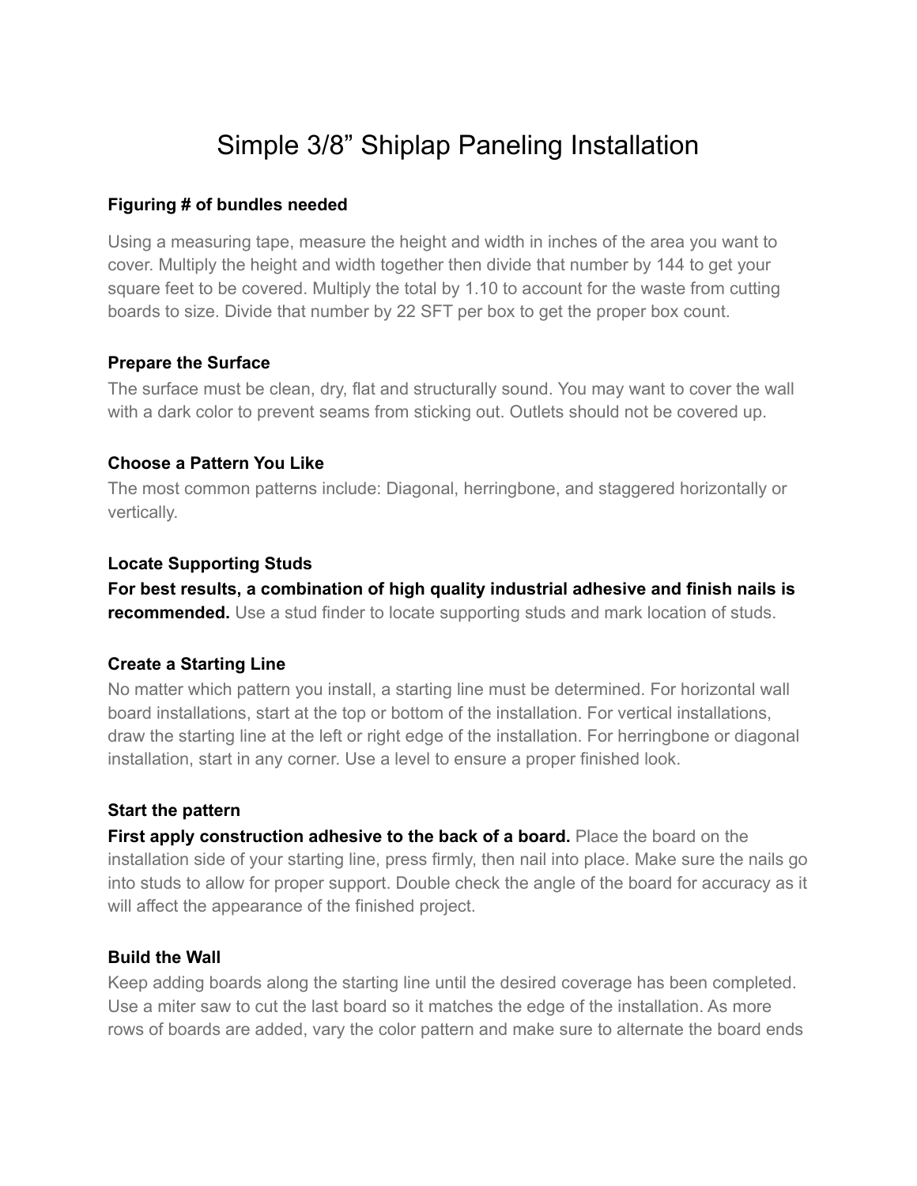# Simple 3/8” Shiplap Paneling Installation

### Figuring # of bundles needed

Using a measuring tape, measure the height and width in inches of the area you want to cover. Multiply the height and width together then divide that number by 144 to get your square feet to be covered. Multiply the total by 1.10 to account for the waste from cutting boards to size. Divide that number by 22 SFT per box to get the proper box count.

### Prepare the Surface

The surface must be clean, dry, flat and structurally sound. You may want to cover the wall with a dark color to prevent seams from sticking out. Outlets should not be covered up.

### Choose a Pattern You Like

The most common patterns include: Diagonal, herringbone, and staggered horizontally or vertically.

### Locate Supporting Studs

**For best results, a combination of high quality industrial adhesive and finish nails is recommended.** Use a stud finder to locate supporting studs and mark location of studs.

### Create a Starting Line

No matter which pattern you install, a starting line must be determined. For horizontal wall board installations, start at the top or bottom of the installation. For vertical installations, draw the starting line at the left or right edge of the installation. For herringbone or diagonal installation, start in any corner. Use a level to ensure a proper finished look.

### Start the pattern

**First apply construction adhesive to the back of a board.** Place the board on the installation side of your starting line, press firmly, then nail into place. Make sure the nails go into studs to allow for proper support. Double check the angle of the board for accuracy as it will affect the appearance of the finished project.

### Build the Wall

Keep adding boards along the starting line until the desired coverage has been completed. Use a miter saw to cut the last board so it matches the edge of the installation. As more rows of boards are added, vary the color pattern and make sure to alternate the board ends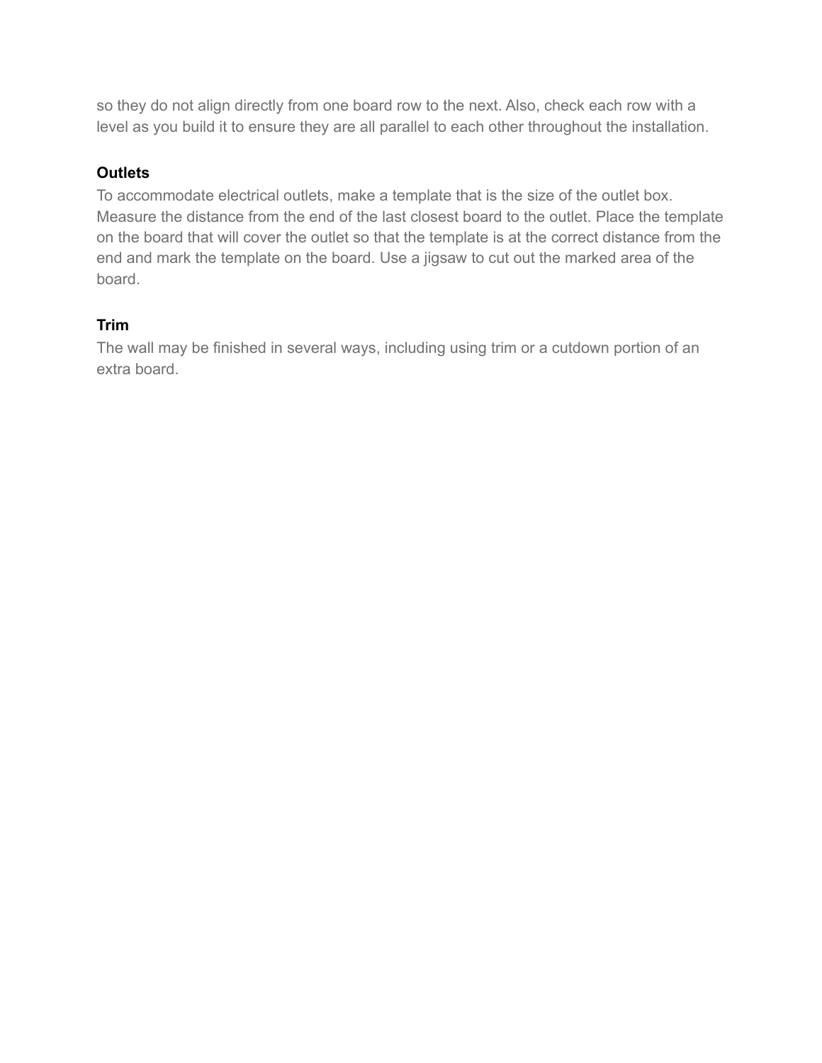so they do not align directly from one board row to the next. Also, check each row with a level as you build it to ensure they are all parallel to each other throughout the installation.

**Outlets**

To accommodate electrical outlets, make a template that is the size of the outlet box. Measure the distance from the end of the last closest board to the outlet. Place the template on the board that will cover the outlet so that the template is at the correct distance from the end and mark the template on the board. Use a jigsaw to cut out the marked area of the board.

**Trim**

The wall may be finished in several ways, including using trim or a cutdown portion of an extra board.